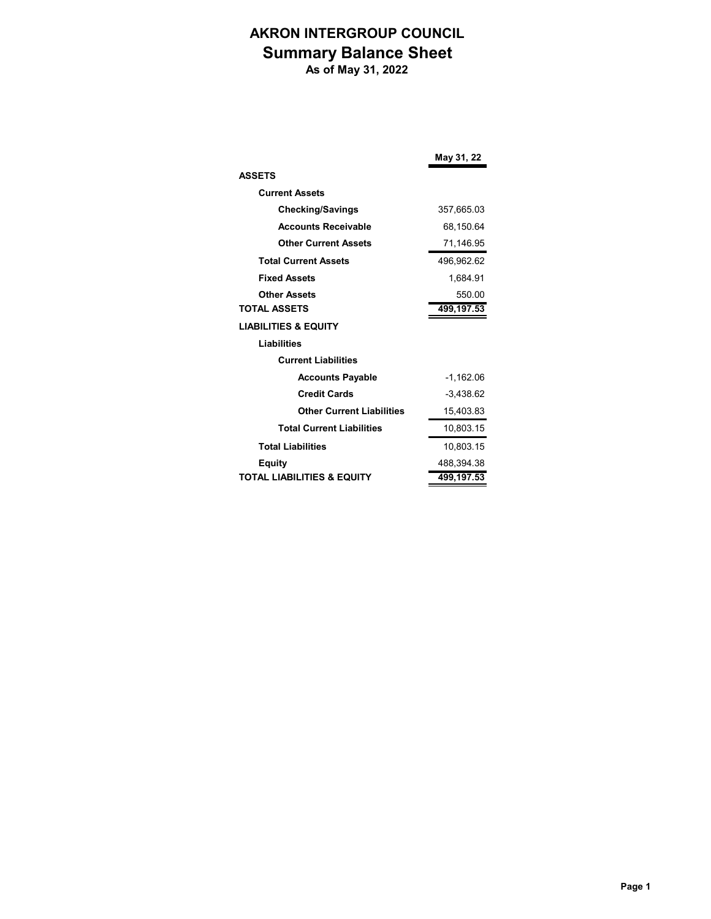# AKRON INTERGROUP COUNCIL
## Summary Balance Sheet
### As of May 31, 2022

| | May 31, 22 |
|---|---|
| **ASSETS** | |
| **Current Assets** | |
| **Checking/Savings** | 357,665.03 |
| **Accounts Receivable** | 68,150.64 |
| **Other Current Assets** | 71,146.95 |
| **Total Current Assets** | 496,962.62 |
| **Fixed Assets** | 1,684.91 |
| **Other Assets** | 550.00 |
| **TOTAL ASSETS** | **499,197.53** |
| **LIABILITIES & EQUITY** | |
| **Liabilities** | |
| **Current Liabilities** | |
| **Accounts Payable** | -1,162.06 |
| **Credit Cards** | -3,438.62 |
| **Other Current Liabilities** | 15,403.83 |
| **Total Current Liabilities** | 10,803.15 |
| **Total Liabilities** | 10,803.15 |
| **Equity** | 488,394.38 |
| **TOTAL LIABILITIES & EQUITY** | **499,197.53** |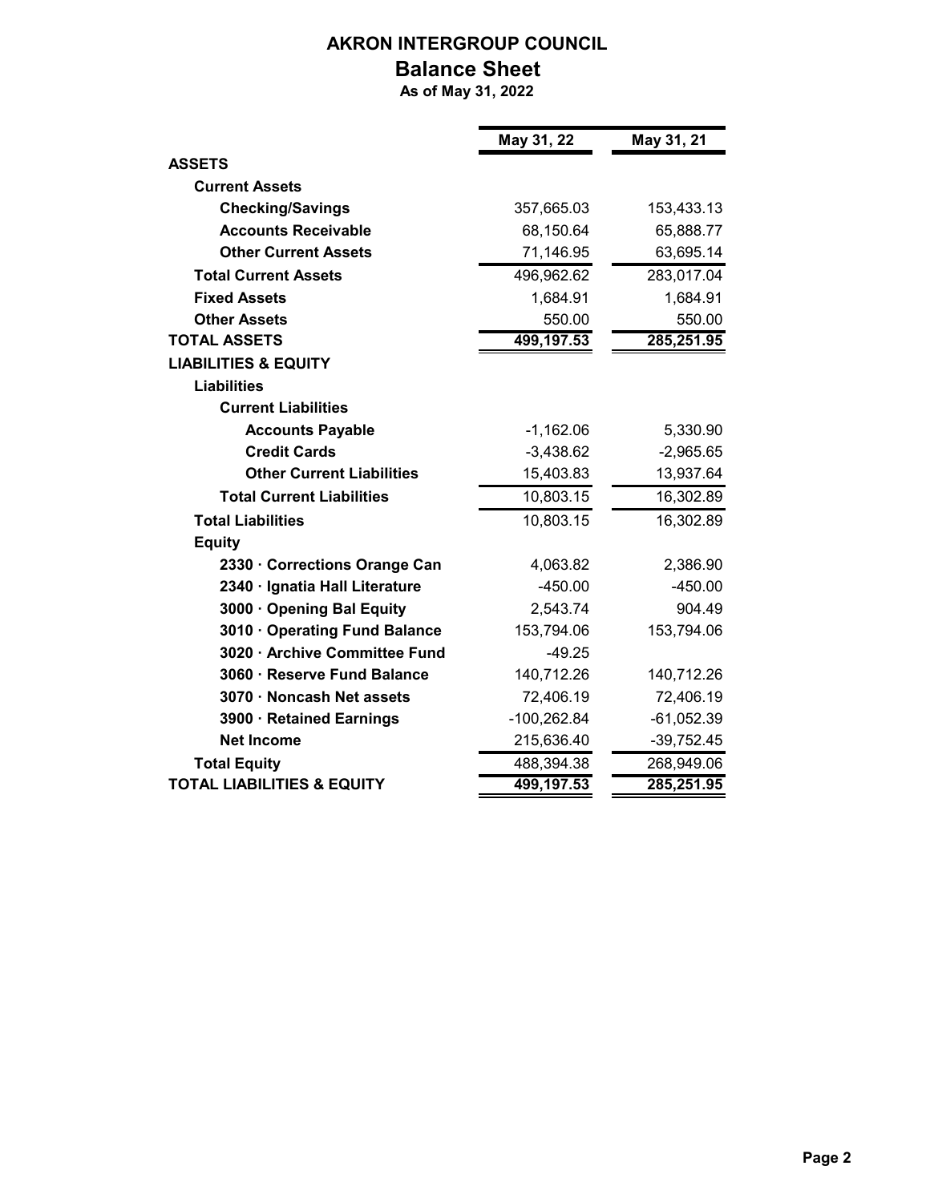# AKRON INTERGROUP COUNCIL

## Balance Sheet

**As of May 31, 2022**

| | May 31, 22 | May 31, 21 |
|---|---|---|
| **ASSETS** | | |
| **Current Assets** | | |
| **Checking/Savings** | 357,665.03 | 153,433.13 |
| **Accounts Receivable** | 68,150.64 | 65,888.77 |
| **Other Current Assets** | 71,146.95 | 63,695.14 |
| **Total Current Assets** | 496,962.62 | 283,017.04 |
| **Fixed Assets** | 1,684.91 | 1,684.91 |
| **Other Assets** | 550.00 | 550.00 |
| **TOTAL ASSETS** | 499,197.53 | 285,251.95 |
| **LIABILITIES & EQUITY** | | |
| **Liabilities** | | |
| **Current Liabilities** | | |
| **Accounts Payable** | -1,162.06 | 5,330.90 |
| **Credit Cards** | -3,438.62 | -2,965.65 |
| **Other Current Liabilities** | 15,403.83 | 13,937.64 |
| **Total Current Liabilities** | 10,803.15 | 16,302.89 |
| **Total Liabilities** | 10,803.15 | 16,302.89 |
| **Equity** | | |
| **2330 · Corrections Orange Can** | 4,063.82 | 2,386.90 |
| **2340 · Ignatia Hall Literature** | -450.00 | -450.00 |
| **3000 · Opening Bal Equity** | 2,543.74 | 904.49 |
| **3010 · Operating Fund Balance** | 153,794.06 | 153,794.06 |
| **3020 · Archive Committee Fund** | -49.25 | |
| **3060 · Reserve Fund Balance** | 140,712.26 | 140,712.26 |
| **3070 · Noncash Net assets** | 72,406.19 | 72,406.19 |
| **3900 · Retained Earnings** | -100,262.84 | -61,052.39 |
| **Net Income** | 215,636.40 | -39,752.45 |
| **Total Equity** | 488,394.38 | 268,949.06 |
| **TOTAL LIABILITIES & EQUITY** | 499,197.53 | 285,251.95 |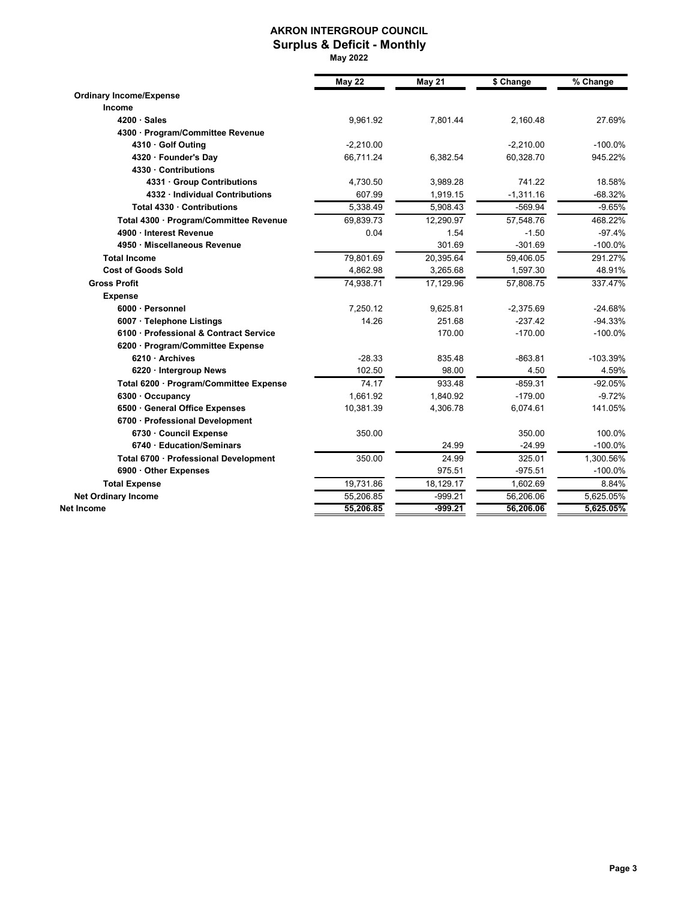# AKRON INTERGROUP COUNCIL

## Surplus & Deficit - Monthly

**May 2022**

| | May 22 | May 21 | $ Change | % Change |
|---|---|---|---|---|
| **Ordinary Income/Expense** | | | | |
| **Income** | | | | |
| **4200 · Sales** | 9,961.92 | 7,801.44 | 2,160.48 | 27.69% |
| **4300 · Program/Committee Revenue** | | | | |
| **4310 · Golf Outing** | -2,210.00 | | -2,210.00 | -100.0% |
| **4320 · Founder's Day** | 66,711.24 | 6,382.54 | 60,328.70 | 945.22% |
| **4330 · Contributions** | | | | |
| **4331 · Group Contributions** | 4,730.50 | 3,989.28 | 741.22 | 18.58% |
| **4332 · Individual Contributions** | 607.99 | 1,919.15 | -1,311.16 | -68.32% |
| **Total 4330 · Contributions** | 5,338.49 | 5,908.43 | -569.94 | -9.65% |
| **Total 4300 · Program/Committee Revenue** | 69,839.73 | 12,290.97 | 57,548.76 | 468.22% |
| **4900 · Interest Revenue** | 0.04 | 1.54 | -1.50 | -97.4% |
| **4950 · Miscellaneous Revenue** | | 301.69 | -301.69 | -100.0% |
| **Total Income** | 79,801.69 | 20,395.64 | 59,406.05 | 291.27% |
| **Cost of Goods Sold** | 4,862.98 | 3,265.68 | 1,597.30 | 48.91% |
| **Gross Profit** | 74,938.71 | 17,129.96 | 57,808.75 | 337.47% |
| **Expense** | | | | |
| **6000 · Personnel** | 7,250.12 | 9,625.81 | -2,375.69 | -24.68% |
| **6007 · Telephone Listings** | 14.26 | 251.68 | -237.42 | -94.33% |
| **6100 · Professional & Contract Service** | | 170.00 | -170.00 | -100.0% |
| **6200 · Program/Committee Expense** | | | | |
| **6210 · Archives** | -28.33 | 835.48 | -863.81 | -103.39% |
| **6220 · Intergroup News** | 102.50 | 98.00 | 4.50 | 4.59% |
| **Total 6200 · Program/Committee Expense** | 74.17 | 933.48 | -859.31 | -92.05% |
| **6300 · Occupancy** | 1,661.92 | 1,840.92 | -179.00 | -9.72% |
| **6500 · General Office Expenses** | 10,381.39 | 4,306.78 | 6,074.61 | 141.05% |
| **6700 · Professional Development** | | | | |
| **6730 · Council Expense** | 350.00 | | 350.00 | 100.0% |
| **6740 · Education/Seminars** | | 24.99 | -24.99 | -100.0% |
| **Total 6700 · Professional Development** | 350.00 | 24.99 | 325.01 | 1,300.56% |
| **6900 · Other Expenses** | | 975.51 | -975.51 | -100.0% |
| **Total Expense** | 19,731.86 | 18,129.17 | 1,602.69 | 8.84% |
| **Net Ordinary Income** | 55,206.85 | -999.21 | 56,206.06 | 5,625.05% |
| **Net Income** | **55,206.85** | **-999.21** | **56,206.06** | **5,625.05%** |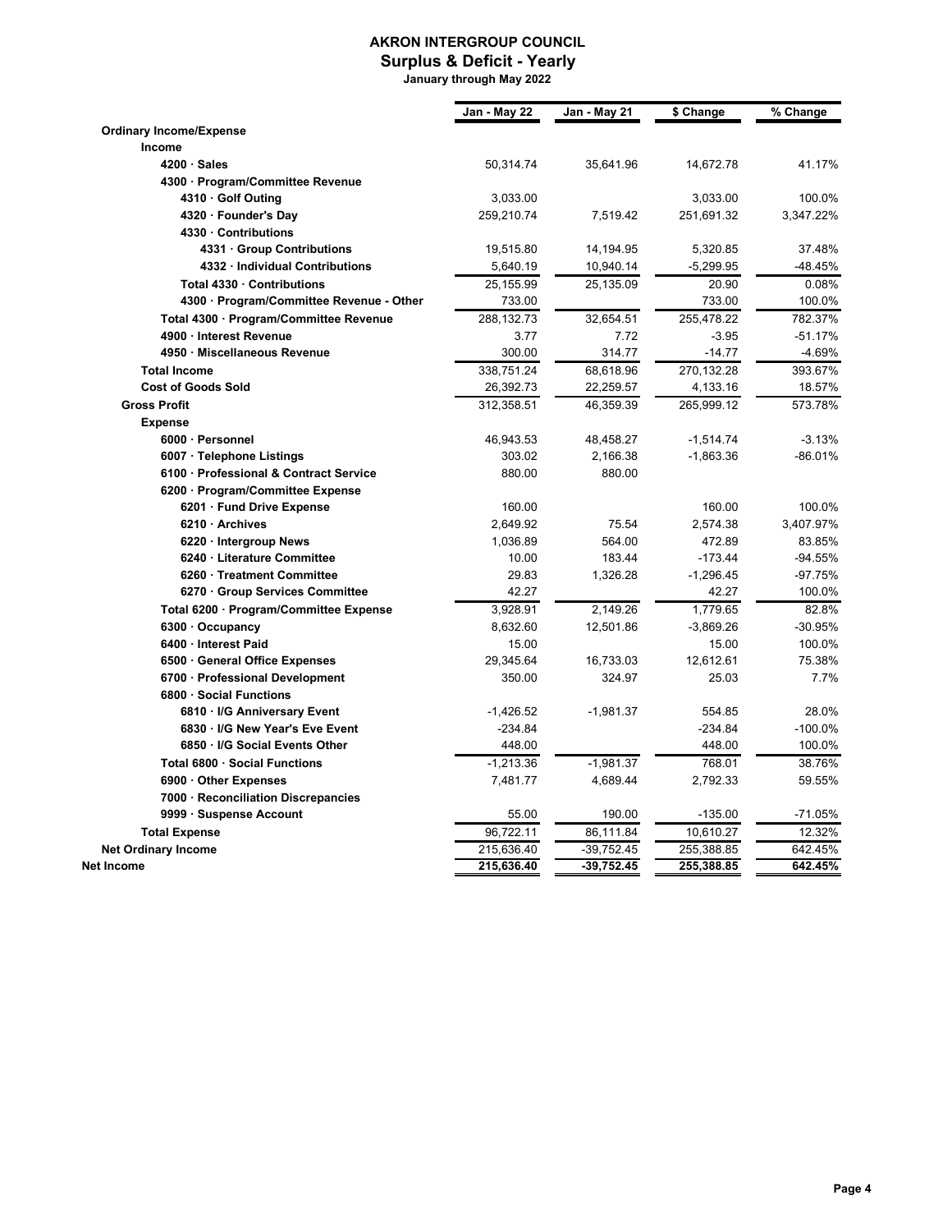# AKRON INTERGROUP COUNCIL
## Surplus & Deficit - Yearly
### January through May 2022

| | Jan - May 22 | Jan - May 21 | $ Change | % Change |
|---|---|---|---|---|
| **Ordinary Income/Expense** | | | | |
| **Income** | | | | |
| **4200 · Sales** | 50,314.74 | 35,641.96 | 14,672.78 | 41.17% |
| **4300 · Program/Committee Revenue** | | | | |
| **4310 · Golf Outing** | 3,033.00 | | 3,033.00 | 100.0% |
| **4320 · Founder's Day** | 259,210.74 | 7,519.42 | 251,691.32 | 3,347.22% |
| **4330 · Contributions** | | | | |
| **4331 · Group Contributions** | 19,515.80 | 14,194.95 | 5,320.85 | 37.48% |
| **4332 · Individual Contributions** | 5,640.19 | 10,940.14 | -5,299.95 | -48.45% |
| **Total 4330 · Contributions** | 25,155.99 | 25,135.09 | 20.90 | 0.08% |
| **4300 · Program/Committee Revenue - Other** | 733.00 | | 733.00 | 100.0% |
| **Total 4300 · Program/Committee Revenue** | 288,132.73 | 32,654.51 | 255,478.22 | 782.37% |
| **4900 · Interest Revenue** | 3.77 | 7.72 | -3.95 | -51.17% |
| **4950 · Miscellaneous Revenue** | 300.00 | 314.77 | -14.77 | -4.69% |
| **Total Income** | 338,751.24 | 68,618.96 | 270,132.28 | 393.67% |
| **Cost of Goods Sold** | 26,392.73 | 22,259.57 | 4,133.16 | 18.57% |
| **Gross Profit** | 312,358.51 | 46,359.39 | 265,999.12 | 573.78% |
| **Expense** | | | | |
| **6000 · Personnel** | 46,943.53 | 48,458.27 | -1,514.74 | -3.13% |
| **6007 · Telephone Listings** | 303.02 | 2,166.38 | -1,863.36 | -86.01% |
| **6100 · Professional & Contract Service** | 880.00 | 880.00 | | |
| **6200 · Program/Committee Expense** | | | | |
| **6201 · Fund Drive Expense** | 160.00 | | 160.00 | 100.0% |
| **6210 · Archives** | 2,649.92 | 75.54 | 2,574.38 | 3,407.97% |
| **6220 · Intergroup News** | 1,036.89 | 564.00 | 472.89 | 83.85% |
| **6240 · Literature Committee** | 10.00 | 183.44 | -173.44 | -94.55% |
| **6260 · Treatment Committee** | 29.83 | 1,326.28 | -1,296.45 | -97.75% |
| **6270 · Group Services Committee** | 42.27 | | 42.27 | 100.0% |
| **Total 6200 · Program/Committee Expense** | 3,928.91 | 2,149.26 | 1,779.65 | 82.8% |
| **6300 · Occupancy** | 8,632.60 | 12,501.86 | -3,869.26 | -30.95% |
| **6400 · Interest Paid** | 15.00 | | 15.00 | 100.0% |
| **6500 · General Office Expenses** | 29,345.64 | 16,733.03 | 12,612.61 | 75.38% |
| **6700 · Professional Development** | 350.00 | 324.97 | 25.03 | 7.7% |
| **6800 · Social Functions** | | | | |
| **6810 · I/G Anniversary Event** | -1,426.52 | -1,981.37 | 554.85 | 28.0% |
| **6830 · I/G New Year's Eve Event** | -234.84 | | -234.84 | -100.0% |
| **6850 · I/G Social Events Other** | 448.00 | | 448.00 | 100.0% |
| **Total 6800 · Social Functions** | -1,213.36 | -1,981.37 | 768.01 | 38.76% |
| **6900 · Other Expenses** | 7,481.77 | 4,689.44 | 2,792.33 | 59.55% |
| **7000 · Reconciliation Discrepancies** | | | | |
| **9999 · Suspense Account** | 55.00 | 190.00 | -135.00 | -71.05% |
| **Total Expense** | 96,722.11 | 86,111.84 | 10,610.27 | 12.32% |
| **Net Ordinary Income** | 215,636.40 | -39,752.45 | 255,388.85 | 642.45% |
| **Net Income** | **215,636.40** | **-39,752.45** | **255,388.85** | **642.45%** |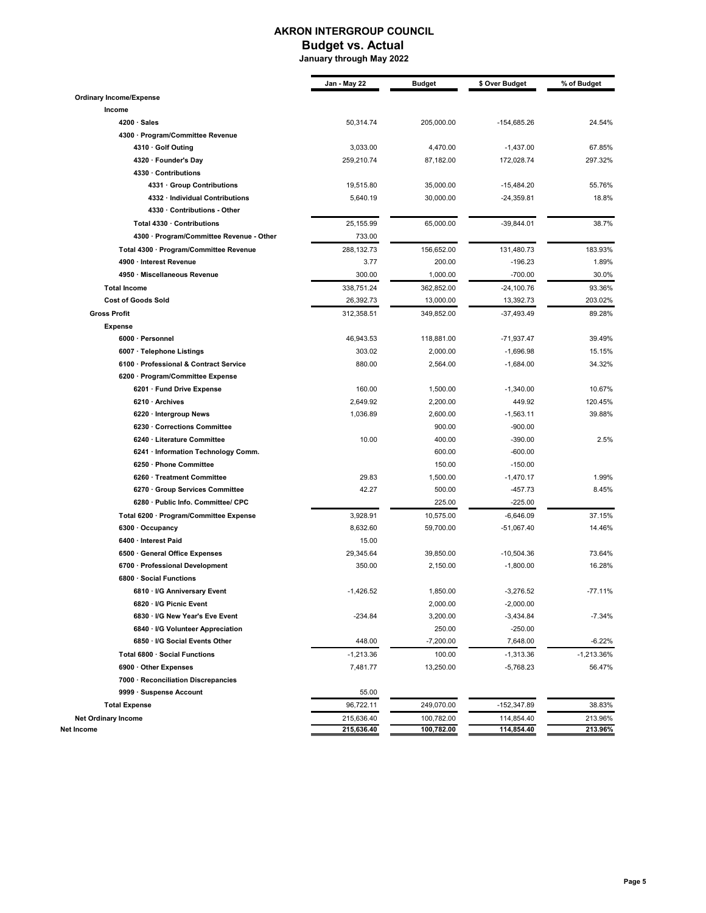# AKRON INTERGROUP COUNCIL
## Budget vs. Actual
### January through May 2022

| | Jan - May 22 | Budget | $ Over Budget | % of Budget |
|---|---|---|---|---|
| **Ordinary Income/Expense** | | | | |
| **Income** | | | | |
| **4200 · Sales** | 50,314.74 | 205,000.00 | -154,685.26 | 24.54% |
| **4300 · Program/Committee Revenue** | | | | |
| **4310 · Golf Outing** | 3,033.00 | 4,470.00 | -1,437.00 | 67.85% |
| **4320 · Founder's Day** | 259,210.74 | 87,182.00 | 172,028.74 | 297.32% |
| **4330 · Contributions** | | | | |
| **4331 · Group Contributions** | 19,515.80 | 35,000.00 | -15,484.20 | 55.76% |
| **4332 · Individual Contributions** | 5,640.19 | 30,000.00 | -24,359.81 | 18.8% |
| **4330 · Contributions - Other** | | | | |
| **Total 4330 · Contributions** | 25,155.99 | 65,000.00 | -39,844.01 | 38.7% |
| **4300 · Program/Committee Revenue - Other** | 733.00 | | | |
| **Total 4300 · Program/Committee Revenue** | 288,132.73 | 156,652.00 | 131,480.73 | 183.93% |
| **4900 · Interest Revenue** | 3.77 | 200.00 | -196.23 | 1.89% |
| **4950 · Miscellaneous Revenue** | 300.00 | 1,000.00 | -700.00 | 30.0% |
| **Total Income** | 338,751.24 | 362,852.00 | -24,100.76 | 93.36% |
| **Cost of Goods Sold** | 26,392.73 | 13,000.00 | 13,392.73 | 203.02% |
| **Gross Profit** | 312,358.51 | 349,852.00 | -37,493.49 | 89.28% |
| **Expense** | | | | |
| **6000 · Personnel** | 46,943.53 | 118,881.00 | -71,937.47 | 39.49% |
| **6007 · Telephone Listings** | 303.02 | 2,000.00 | -1,696.98 | 15.15% |
| **6100 · Professional & Contract Service** | 880.00 | 2,564.00 | -1,684.00 | 34.32% |
| **6200 · Program/Committee Expense** | | | | |
| **6201 · Fund Drive Expense** | 160.00 | 1,500.00 | -1,340.00 | 10.67% |
| **6210 · Archives** | 2,649.92 | 2,200.00 | 449.92 | 120.45% |
| **6220 · Intergroup News** | 1,036.89 | 2,600.00 | -1,563.11 | 39.88% |
| **6230 · Corrections Committee** | | 900.00 | -900.00 | |
| **6240 · Literature Committee** | 10.00 | 400.00 | -390.00 | 2.5% |
| **6241 · Information Technology Comm.** | | 600.00 | -600.00 | |
| **6250 · Phone Committee** | | 150.00 | -150.00 | |
| **6260 · Treatment Committee** | 29.83 | 1,500.00 | -1,470.17 | 1.99% |
| **6270 · Group Services Committee** | 42.27 | 500.00 | -457.73 | 8.45% |
| **6280 · Public Info. Committee/ CPC** | | 225.00 | -225.00 | |
| **Total 6200 · Program/Committee Expense** | 3,928.91 | 10,575.00 | -6,646.09 | 37.15% |
| **6300 · Occupancy** | 8,632.60 | 59,700.00 | -51,067.40 | 14.46% |
| **6400 · Interest Paid** | 15.00 | | | |
| **6500 · General Office Expenses** | 29,345.64 | 39,850.00 | -10,504.36 | 73.64% |
| **6700 · Professional Development** | 350.00 | 2,150.00 | -1,800.00 | 16.28% |
| **6800 · Social Functions** | | | | |
| **6810 · I/G Anniversary Event** | -1,426.52 | 1,850.00 | -3,276.52 | -77.11% |
| **6820 · I/G Picnic Event** | | 2,000.00 | -2,000.00 | |
| **6830 · I/G New Year's Eve Event** | -234.84 | 3,200.00 | -3,434.84 | -7.34% |
| **6840 · I/G Volunteer Appreciation** | | 250.00 | -250.00 | |
| **6850 · I/G Social Events Other** | 448.00 | -7,200.00 | 7,648.00 | -6.22% |
| **Total 6800 · Social Functions** | -1,213.36 | 100.00 | -1,313.36 | -1,213.36% |
| **6900 · Other Expenses** | 7,481.77 | 13,250.00 | -5,768.23 | 56.47% |
| **7000 · Reconciliation Discrepancies** | | | | |
| **9999 · Suspense Account** | 55.00 | | | |
| **Total Expense** | 96,722.11 | 249,070.00 | -152,347.89 | 38.83% |
| **Net Ordinary Income** | 215,636.40 | 100,782.00 | 114,854.40 | 213.96% |
| **Net Income** | **215,636.40** | **100,782.00** | **114,854.40** | **213.96%** |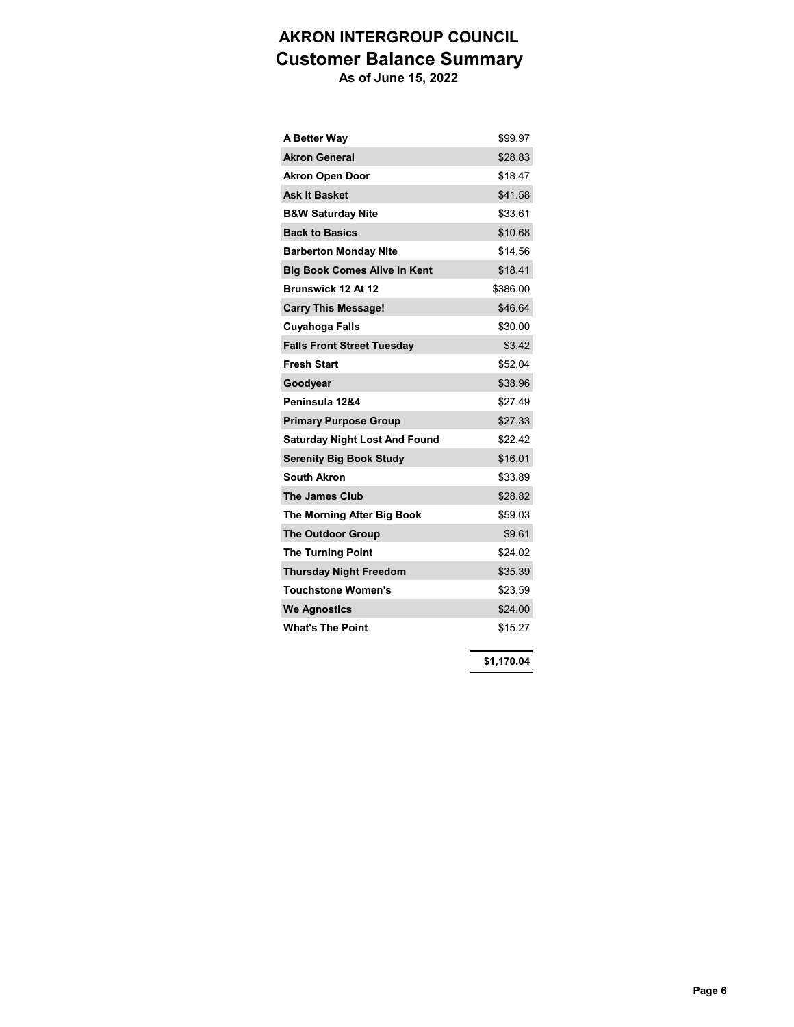# AKRON INTERGROUP COUNCIL
## Customer Balance Summary
### As of June 15, 2022

| | |
|---|---:|
| **A Better Way** | $99.97 |
| **Akron General** | $28.83 |
| **Akron Open Door** | $18.47 |
| **Ask It Basket** | $41.58 |
| **B&W Saturday Nite** | $33.61 |
| **Back to Basics** | $10.68 |
| **Barberton Monday Nite** | $14.56 |
| **Big Book Comes Alive In Kent** | $18.41 |
| **Brunswick 12 At 12** | $386.00 |
| **Carry This Message!** | $46.64 |
| **Cuyahoga Falls** | $30.00 |
| **Falls Front Street Tuesday** | $3.42 |
| **Fresh Start** | $52.04 |
| **Goodyear** | $38.96 |
| **Peninsula 12&4** | $27.49 |
| **Primary Purpose Group** | $27.33 |
| **Saturday Night Lost And Found** | $22.42 |
| **Serenity Big Book Study** | $16.01 |
| **South Akron** | $33.89 |
| **The James Club** | $28.82 |
| **The Morning After Big Book** | $59.03 |
| **The Outdoor Group** | $9.61 |
| **The Turning Point** | $24.02 |
| **Thursday Night Freedom** | $35.39 |
| **Touchstone Women's** | $23.59 |
| **We Agnostics** | $24.00 |
| **What's The Point** | $15.27 |
| | **$1,170.04** |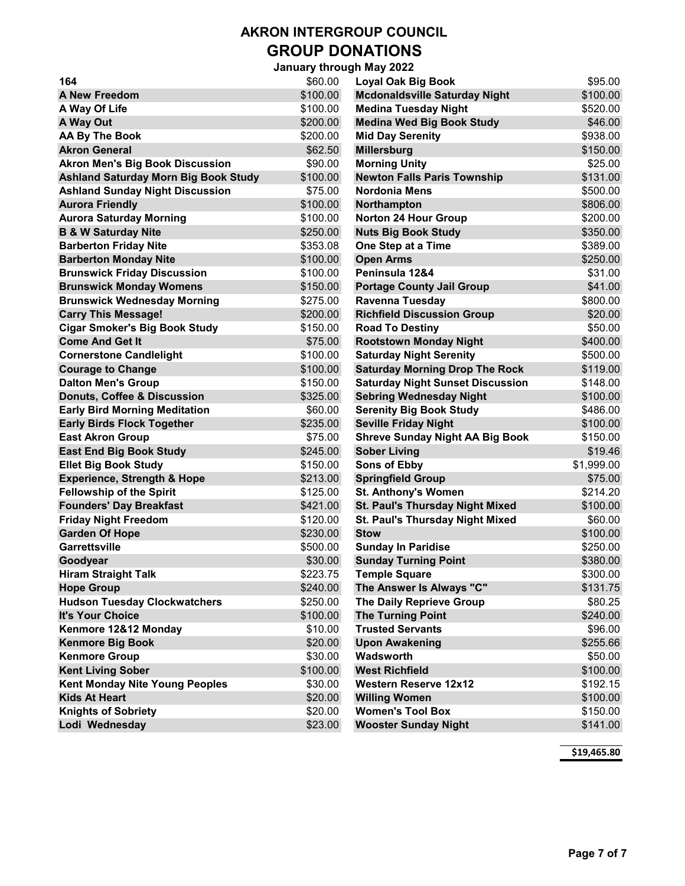# AKRON INTERGROUP COUNCIL

## GROUP DONATIONS

**January through May 2022**

| | | | |
|---|---|---|---|
| **164** | $60.00 | **Loyal Oak Big Book** | $95.00 |
| **A New Freedom** | $100.00 | **Mcdonaldsville Saturday Night** | $100.00 |
| **A Way Of Life** | $100.00 | **Medina Tuesday Night** | $520.00 |
| **A Way Out** | $200.00 | **Medina Wed Big Book Study** | $46.00 |
| **AA By The Book** | $200.00 | **Mid Day Serenity** | $938.00 |
| **Akron General** | $62.50 | **Millersburg** | $150.00 |
| **Akron Men's Big Book Discussion** | $90.00 | **Morning Unity** | $25.00 |
| **Ashland Saturday Morn Big Book Study** | $100.00 | **Newton Falls Paris Township** | $131.00 |
| **Ashland Sunday Night Discussion** | $75.00 | **Nordonia Mens** | $500.00 |
| **Aurora Friendly** | $100.00 | **Northampton** | $806.00 |
| **Aurora Saturday Morning** | $100.00 | **Norton 24 Hour Group** | $200.00 |
| **B & W Saturday Nite** | $250.00 | **Nuts Big Book Study** | $350.00 |
| **Barberton Friday Nite** | $353.08 | **One Step at a Time** | $389.00 |
| **Barberton Monday Nite** | $100.00 | **Open Arms** | $250.00 |
| **Brunswick Friday Discussion** | $100.00 | **Peninsula 12&4** | $31.00 |
| **Brunswick Monday Womens** | $150.00 | **Portage County Jail Group** | $41.00 |
| **Brunswick Wednesday Morning** | $275.00 | **Ravenna Tuesday** | $800.00 |
| **Carry This Message!** | $200.00 | **Richfield Discussion Group** | $20.00 |
| **Cigar Smoker's Big Book Study** | $150.00 | **Road To Destiny** | $50.00 |
| **Come And Get It** | $75.00 | **Rootstown Monday Night** | $400.00 |
| **Cornerstone Candlelight** | $100.00 | **Saturday Night Serenity** | $500.00 |
| **Courage to Change** | $100.00 | **Saturday Morning Drop The Rock** | $119.00 |
| **Dalton Men's Group** | $150.00 | **Saturday Night Sunset Discussion** | $148.00 |
| **Donuts, Coffee & Discussion** | $325.00 | **Sebring Wednesday Night** | $100.00 |
| **Early Bird Morning Meditation** | $60.00 | **Serenity Big Book Study** | $486.00 |
| **Early Birds Flock Together** | $235.00 | **Seville Friday Night** | $100.00 |
| **East Akron Group** | $75.00 | **Shreve Sunday Night AA Big Book** | $150.00 |
| **East End Big Book Study** | $245.00 | **Sober Living** | $19.46 |
| **Ellet Big Book Study** | $150.00 | **Sons of Ebby** | $1,999.00 |
| **Experience, Strength & Hope** | $213.00 | **Springfield Group** | $75.00 |
| **Fellowship of the Spirit** | $125.00 | **St. Anthony's Women** | $214.20 |
| **Founders' Day Breakfast** | $421.00 | **St. Paul's Thursday Night Mixed** | $100.00 |
| **Friday Night Freedom** | $120.00 | **St. Paul's Thursday Night Mixed** | $60.00 |
| **Garden Of Hope** | $230.00 | **Stow** | $100.00 |
| **Garrettsville** | $500.00 | **Sunday In Paridise** | $250.00 |
| **Goodyear** | $30.00 | **Sunday Turning Point** | $380.00 |
| **Hiram Straight Talk** | $223.75 | **Temple Square** | $300.00 |
| **Hope Group** | $240.00 | **The Answer Is Always "C"** | $131.75 |
| **Hudson Tuesday Clockwatchers** | $250.00 | **The Daily Reprieve Group** | $80.25 |
| **It's Your Choice** | $100.00 | **The Turning Point** | $240.00 |
| **Kenmore 12&12 Monday** | $10.00 | **Trusted Servants** | $96.00 |
| **Kenmore Big Book** | $20.00 | **Upon Awakening** | $255.66 |
| **Kenmore Group** | $30.00 | **Wadsworth** | $50.00 |
| **Kent Living Sober** | $100.00 | **West Richfield** | $100.00 |
| **Kent Monday Nite Young Peoples** | $30.00 | **Western Reserve 12x12** | $192.15 |
| **Kids At Heart** | $20.00 | **Willing Women** | $100.00 |
| **Knights of Sobriety** | $20.00 | **Women's Tool Box** | $150.00 |
| **Lodi Wednesday** | $23.00 | **Wooster Sunday Night** | $141.00 |
| | | | **$19,465.80** |